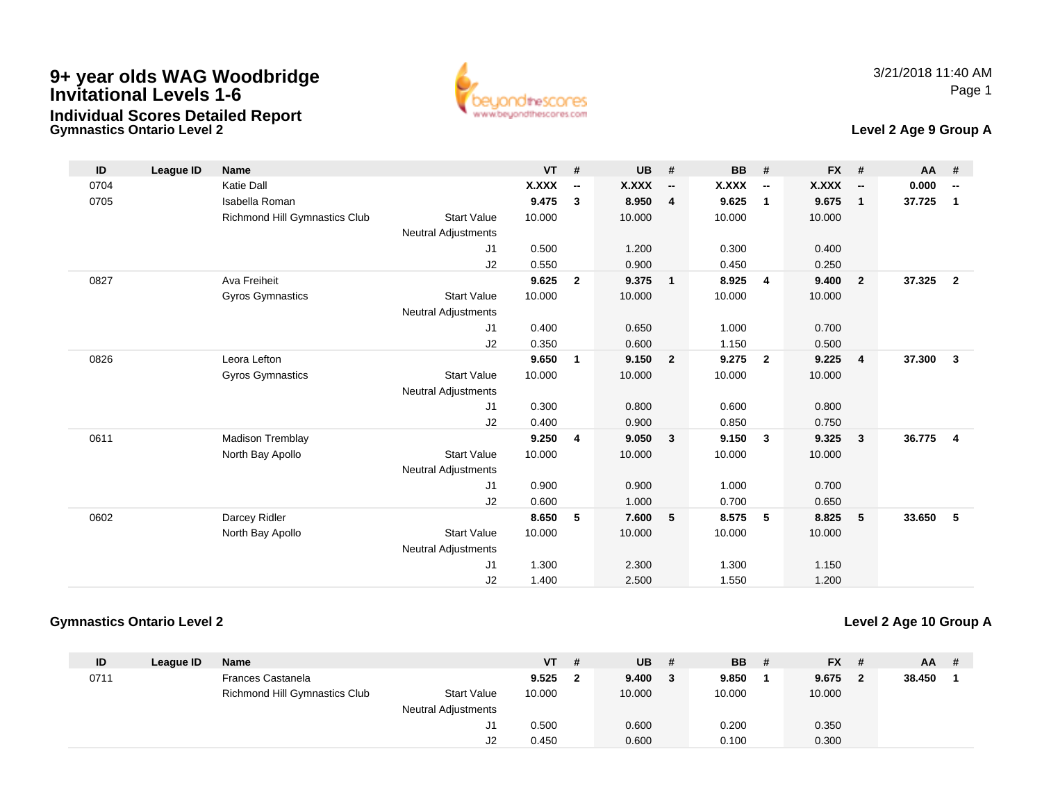# 9+ year olds WAG Woodbridge Invitational Levels 1-6

## Individual Scores Detailed Report

3/21/2018 11:40 AM

### Gymnastics Ontario Level 2

**Level 2 Age 9 Group A**

| ID | League ID | Name | | VT | # | UB | # | BB | # | FX | # | AA | # |
|---|---|---|---|---|---|---|---|---|---|---|---|---|---|
| 0704 | | Katie Dall | | **X.XXX** | **--** | **X.XXX** | **--** | **X.XXX** | **--** | **X.XXX** | **--** | **0.000** | **--** |
| 0705 | | Isabella Roman | | **9.475** | **3** | **8.950** | **4** | **9.625** | **1** | **9.675** | **1** | **37.725** | **1** |
| | | Richmond Hill Gymnastics Club | Start Value | 10.000 | | 10.000 | | 10.000 | | 10.000 | | | |
| | | | Neutral Adjustments | | | | | | | | | | |
| | | | J1 | 0.500 | | 1.200 | | 0.300 | | 0.400 | | | |
| | | | J2 | 0.550 | | 0.900 | | 0.450 | | 0.250 | | | |
| 0827 | | Ava Freiheit | | **9.625** | **2** | **9.375** | **1** | **8.925** | **4** | **9.400** | **2** | **37.325** | **2** |
| | | Gyros Gymnastics | Start Value | 10.000 | | 10.000 | | 10.000 | | 10.000 | | | |
| | | | Neutral Adjustments | | | | | | | | | | |
| | | | J1 | 0.400 | | 0.650 | | 1.000 | | 0.700 | | | |
| | | | J2 | 0.350 | | 0.600 | | 1.150 | | 0.500 | | | |
| 0826 | | Leora Lefton | | **9.650** | **1** | **9.150** | **2** | **9.275** | **2** | **9.225** | **4** | **37.300** | **3** |
| | | Gyros Gymnastics | Start Value | 10.000 | | 10.000 | | 10.000 | | 10.000 | | | |
| | | | Neutral Adjustments | | | | | | | | | | |
| | | | J1 | 0.300 | | 0.800 | | 0.600 | | 0.800 | | | |
| | | | J2 | 0.400 | | 0.900 | | 0.850 | | 0.750 | | | |
| 0611 | | Madison Tremblay | | **9.250** | **4** | **9.050** | **3** | **9.150** | **3** | **9.325** | **3** | **36.775** | **4** |
| | | North Bay Apollo | Start Value | 10.000 | | 10.000 | | 10.000 | | 10.000 | | | |
| | | | Neutral Adjustments | | | | | | | | | | |
| | | | J1 | 0.900 | | 0.900 | | 1.000 | | 0.700 | | | |
| | | | J2 | 0.600 | | 1.000 | | 0.700 | | 0.650 | | | |
| 0602 | | Darcey Ridler | | **8.650** | **5** | **7.600** | **5** | **8.575** | **5** | **8.825** | **5** | **33.650** | **5** |
| | | North Bay Apollo | Start Value | 10.000 | | 10.000 | | 10.000 | | 10.000 | | | |
| | | | Neutral Adjustments | | | | | | | | | | |
| | | | J1 | 1.300 | | 2.300 | | 1.300 | | 1.150 | | | |
| | | | J2 | 1.400 | | 2.500 | | 1.550 | | 1.200 | | | |

### Gymnastics Ontario Level 2

**Level 2 Age 10 Group A**

| ID | League ID | Name | | VT | # | UB | # | BB | # | FX | # | AA | # |
|---|---|---|---|---|---|---|---|---|---|---|---|---|---|
| 0711 | | Frances Castanela | | **9.525** | **2** | **9.400** | **3** | **9.850** | **1** | **9.675** | **2** | **38.450** | **1** |
| | | Richmond Hill Gymnastics Club | Start Value | 10.000 | | 10.000 | | 10.000 | | 10.000 | | | |
| | | | Neutral Adjustments | | | | | | | | | | |
| | | | J1 | 0.500 | | 0.600 | | 0.200 | | 0.350 | | | |
| | | | J2 | 0.450 | | 0.600 | | 0.100 | | 0.300 | | | |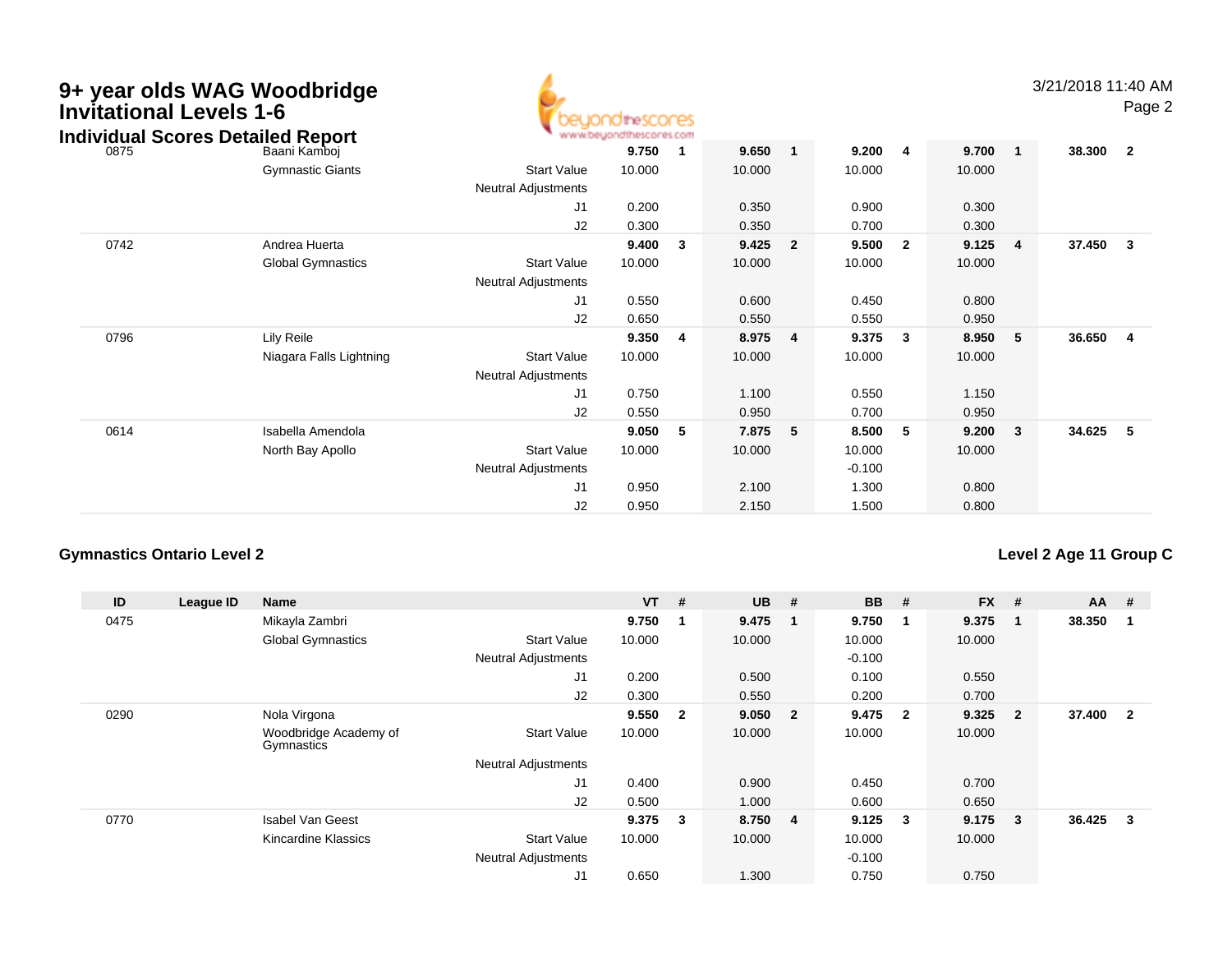# 9+ year olds WAG Woodbridge Invitational Levels 1-6

## Individual Scores Detailed Report

| ID | League ID | Name | | VT | # | UB | # | BB | # | FX | # | AA | # |
|---|---|---|---|---|---|---|---|---|---|---|---|---|---|
| 0875 | | Baani Kamboj | | **9.750** | **1** | **9.650** | **1** | **9.200** | **4** | **9.700** | **1** | **38.300** | **2** |
| | | Gymnastic Giants | Start Value | 10.000 | | 10.000 | | 10.000 | | 10.000 | | | |
| | | | Neutral Adjustments | | | | | | | | | | |
| | | | J1 | 0.200 | | 0.350 | | 0.900 | | 0.300 | | | |
| | | | J2 | 0.300 | | 0.350 | | 0.700 | | 0.300 | | | |
| 0742 | | Andrea Huerta | | **9.400** | **3** | **9.425** | **2** | **9.500** | **2** | **9.125** | **4** | **37.450** | **3** |
| | | Global Gymnastics | Start Value | 10.000 | | 10.000 | | 10.000 | | 10.000 | | | |
| | | | Neutral Adjustments | | | | | | | | | | |
| | | | J1 | 0.550 | | 0.600 | | 0.450 | | 0.800 | | | |
| | | | J2 | 0.650 | | 0.550 | | 0.550 | | 0.950 | | | |
| 0796 | | Lily Reile | | **9.350** | **4** | **8.975** | **4** | **9.375** | **3** | **8.950** | **5** | **36.650** | **4** |
| | | Niagara Falls Lightning | Start Value | 10.000 | | 10.000 | | 10.000 | | 10.000 | | | |
| | | | Neutral Adjustments | | | | | | | | | | |
| | | | J1 | 0.750 | | 1.100 | | 0.550 | | 1.150 | | | |
| | | | J2 | 0.550 | | 0.950 | | 0.700 | | 0.950 | | | |
| 0614 | | Isabella Amendola | | **9.050** | **5** | **7.875** | **5** | **8.500** | **5** | **9.200** | **3** | **34.625** | **5** |
| | | North Bay Apollo | Start Value | 10.000 | | 10.000 | | 10.000 | | 10.000 | | | |
| | | | Neutral Adjustments | | | | | -0.100 | | | | | |
| | | | J1 | 0.950 | | 2.100 | | 1.300 | | 0.800 | | | |
| | | | J2 | 0.950 | | 2.150 | | 1.500 | | 0.800 | | | |

### Gymnastics Ontario Level 2

### Level 2 Age 11 Group C

| ID | League ID | Name | | VT | # | UB | # | BB | # | FX | # | AA | # |
|---|---|---|---|---|---|---|---|---|---|---|---|---|---|
| 0475 | | Mikayla Zambri | | **9.750** | **1** | **9.475** | **1** | **9.750** | **1** | **9.375** | **1** | **38.350** | **1** |
| | | Global Gymnastics | Start Value | 10.000 | | 10.000 | | 10.000 | | 10.000 | | | |
| | | | Neutral Adjustments | | | | | -0.100 | | | | | |
| | | | J1 | 0.200 | | 0.500 | | 0.100 | | 0.550 | | | |
| | | | J2 | 0.300 | | 0.550 | | 0.200 | | 0.700 | | | |
| 0290 | | Nola Virgona | | **9.550** | **2** | **9.050** | **2** | **9.475** | **2** | **9.325** | **2** | **37.400** | **2** |
| | | Woodbridge Academy of Gymnastics | Start Value | 10.000 | | 10.000 | | 10.000 | | 10.000 | | | |
| | | | Neutral Adjustments | | | | | | | | | | |
| | | | J1 | 0.400 | | 0.900 | | 0.450 | | 0.700 | | | |
| | | | J2 | 0.500 | | 1.000 | | 0.600 | | 0.650 | | | |
| 0770 | | Isabel Van Geest | | **9.375** | **3** | **8.750** | **4** | **9.125** | **3** | **9.175** | **3** | **36.425** | **3** |
| | | Kincardine Klassics | Start Value | 10.000 | | 10.000 | | 10.000 | | 10.000 | | | |
| | | | Neutral Adjustments | | | | | -0.100 | | | | | |
| | | | J1 | 0.650 | | 1.300 | | 0.750 | | 0.750 | | | |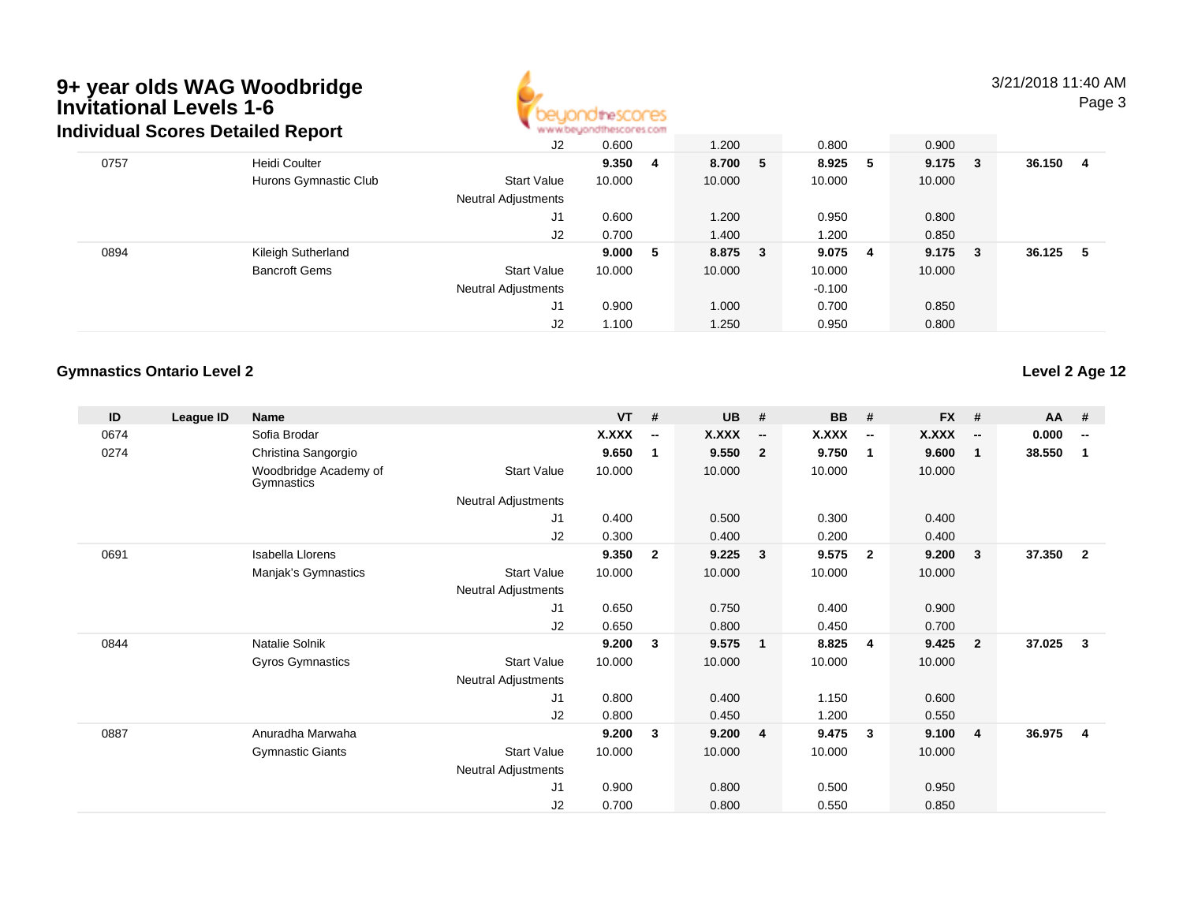# 9+ year olds WAG Woodbridge Invitational Levels 1-6

## Individual Scores Detailed Report

| ID | League ID | Name | | VT | # | UB | # | BB | # | FX | # | AA | # |
|---|---|---|---|---|---|---|---|---|---|---|---|---|---|
| | | | J2 | 0.600 | | 1.200 | | 0.800 | | 0.900 | | | |
| 0757 | | Heidi Coulter | | **9.350** | **4** | **8.700** | **5** | **8.925** | **5** | **9.175** | **3** | **36.150** | **4** |
| | | Hurons Gymnastic Club | Start Value | 10.000 | | 10.000 | | 10.000 | | 10.000 | | | |
| | | | Neutral Adjustments | | | | | | | | | | |
| | | | J1 | 0.600 | | 1.200 | | 0.950 | | 0.800 | | | |
| | | | J2 | 0.700 | | 1.400 | | 1.200 | | 0.850 | | | |
| 0894 | | Kileigh Sutherland | | **9.000** | **5** | **8.875** | **3** | **9.075** | **4** | **9.175** | **3** | **36.125** | **5** |
| | | Bancroft Gems | Start Value | 10.000 | | 10.000 | | 10.000 | | 10.000 | | | |
| | | | Neutral Adjustments | | | | | -0.100 | | | | | |
| | | | J1 | 0.900 | | 1.000 | | 0.700 | | 0.850 | | | |
| | | | J2 | 1.100 | | 1.250 | | 0.950 | | 0.800 | | | |

### Gymnastics Ontario Level 2

**Level 2 Age 12**

| ID | League ID | Name | | VT | # | UB | # | BB | # | FX | # | AA | # |
|---|---|---|---|---|---|---|---|---|---|---|---|---|---|
| 0674 | | Sofia Brodar | | **X.XXX** | **--** | **X.XXX** | **--** | **X.XXX** | **--** | **X.XXX** | **--** | **0.000** | **--** |
| 0274 | | Christina Sangorgio | | **9.650** | **1** | **9.550** | **2** | **9.750** | **1** | **9.600** | **1** | **38.550** | **1** |
| | | Woodbridge Academy of Gymnastics | Start Value | 10.000 | | 10.000 | | 10.000 | | 10.000 | | | |
| | | | Neutral Adjustments | | | | | | | | | | |
| | | | J1 | 0.400 | | 0.500 | | 0.300 | | 0.400 | | | |
| | | | J2 | 0.300 | | 0.400 | | 0.200 | | 0.400 | | | |
| 0691 | | Isabella Llorens | | **9.350** | **2** | **9.225** | **3** | **9.575** | **2** | **9.200** | **3** | **37.350** | **2** |
| | | Manjak's Gymnastics | Start Value | 10.000 | | 10.000 | | 10.000 | | 10.000 | | | |
| | | | Neutral Adjustments | | | | | | | | | | |
| | | | J1 | 0.650 | | 0.750 | | 0.400 | | 0.900 | | | |
| | | | J2 | 0.650 | | 0.800 | | 0.450 | | 0.700 | | | |
| 0844 | | Natalie Solnik | | **9.200** | **3** | **9.575** | **1** | **8.825** | **4** | **9.425** | **2** | **37.025** | **3** |
| | | Gyros Gymnastics | Start Value | 10.000 | | 10.000 | | 10.000 | | 10.000 | | | |
| | | | Neutral Adjustments | | | | | | | | | | |
| | | | J1 | 0.800 | | 0.400 | | 1.150 | | 0.600 | | | |
| | | | J2 | 0.800 | | 0.450 | | 1.200 | | 0.550 | | | |
| 0887 | | Anuradha Marwaha | | **9.200** | **3** | **9.200** | **4** | **9.475** | **3** | **9.100** | **4** | **36.975** | **4** |
| | | Gymnastic Giants | Start Value | 10.000 | | 10.000 | | 10.000 | | 10.000 | | | |
| | | | Neutral Adjustments | | | | | | | | | | |
| | | | J1 | 0.900 | | 0.800 | | 0.500 | | 0.950 | | | |
| | | | J2 | 0.700 | | 0.800 | | 0.550 | | 0.850 | | | |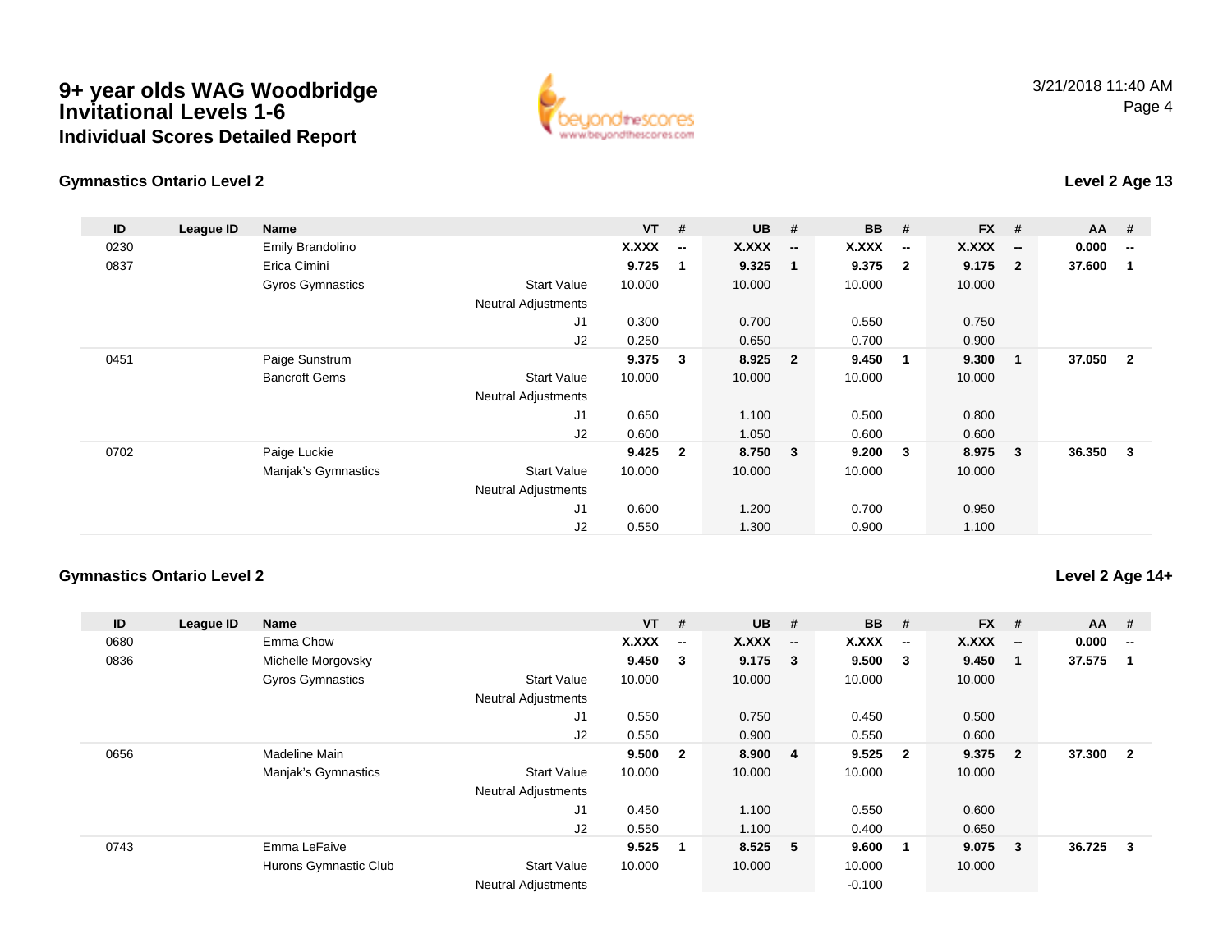# 9+ year olds WAG Woodbridge Invitational Levels 1-6
### Individual Scores Detailed Report

3/21/2018 11:40 AM

## Gymnastics Ontario Level 2 — Level 2 Age 13

| ID | League ID | Name | | VT | # | UB | # | BB | # | FX | # | AA | # |
|---|---|---|---|---|---|---|---|---|---|---|---|---|---|
| 0230 | | Emily Brandolino | | **X.XXX** | **--** | **X.XXX** | **--** | **X.XXX** | **--** | **X.XXX** | **--** | **0.000** | **--** |
| 0837 | | Erica Cimini | | **9.725** | **1** | **9.325** | **1** | **9.375** | **2** | **9.175** | **2** | **37.600** | **1** |
| | | Gyros Gymnastics | Start Value | 10.000 | | 10.000 | | 10.000 | | 10.000 | | | |
| | | | Neutral Adjustments | | | | | | | | | | |
| | | | J1 | 0.300 | | 0.700 | | 0.550 | | 0.750 | | | |
| | | | J2 | 0.250 | | 0.650 | | 0.700 | | 0.900 | | | |
| 0451 | | Paige Sunstrum | | **9.375** | **3** | **8.925** | **2** | **9.450** | **1** | **9.300** | **1** | **37.050** | **2** |
| | | Bancroft Gems | Start Value | 10.000 | | 10.000 | | 10.000 | | 10.000 | | | |
| | | | Neutral Adjustments | | | | | | | | | | |
| | | | J1 | 0.650 | | 1.100 | | 0.500 | | 0.800 | | | |
| | | | J2 | 0.600 | | 1.050 | | 0.600 | | 0.600 | | | |
| 0702 | | Paige Luckie | | **9.425** | **2** | **8.750** | **3** | **9.200** | **3** | **8.975** | **3** | **36.350** | **3** |
| | | Manjak's Gymnastics | Start Value | 10.000 | | 10.000 | | 10.000 | | 10.000 | | | |
| | | | Neutral Adjustments | | | | | | | | | | |
| | | | J1 | 0.600 | | 1.200 | | 0.700 | | 0.950 | | | |
| | | | J2 | 0.550 | | 1.300 | | 0.900 | | 1.100 | | | |

## Gymnastics Ontario Level 2 — Level 2 Age 14+

| ID | League ID | Name | | VT | # | UB | # | BB | # | FX | # | AA | # |
|---|---|---|---|---|---|---|---|---|---|---|---|---|---|
| 0680 | | Emma Chow | | **X.XXX** | **--** | **X.XXX** | **--** | **X.XXX** | **--** | **X.XXX** | **--** | **0.000** | **--** |
| 0836 | | Michelle Morgovsky | | **9.450** | **3** | **9.175** | **3** | **9.500** | **3** | **9.450** | **1** | **37.575** | **1** |
| | | Gyros Gymnastics | Start Value | 10.000 | | 10.000 | | 10.000 | | 10.000 | | | |
| | | | Neutral Adjustments | | | | | | | | | | |
| | | | J1 | 0.550 | | 0.750 | | 0.450 | | 0.500 | | | |
| | | | J2 | 0.550 | | 0.900 | | 0.550 | | 0.600 | | | |
| 0656 | | Madeline Main | | **9.500** | **2** | **8.900** | **4** | **9.525** | **2** | **9.375** | **2** | **37.300** | **2** |
| | | Manjak's Gymnastics | Start Value | 10.000 | | 10.000 | | 10.000 | | 10.000 | | | |
| | | | Neutral Adjustments | | | | | | | | | | |
| | | | J1 | 0.450 | | 1.100 | | 0.550 | | 0.600 | | | |
| | | | J2 | 0.550 | | 1.100 | | 0.400 | | 0.650 | | | |
| 0743 | | Emma LeFaive | | **9.525** | **1** | **8.525** | **5** | **9.600** | **1** | **9.075** | **3** | **36.725** | **3** |
| | | Hurons Gymnastic Club | Start Value | 10.000 | | 10.000 | | 10.000 | | 10.000 | | | |
| | | | Neutral Adjustments | | | | | -0.100 | | | | | |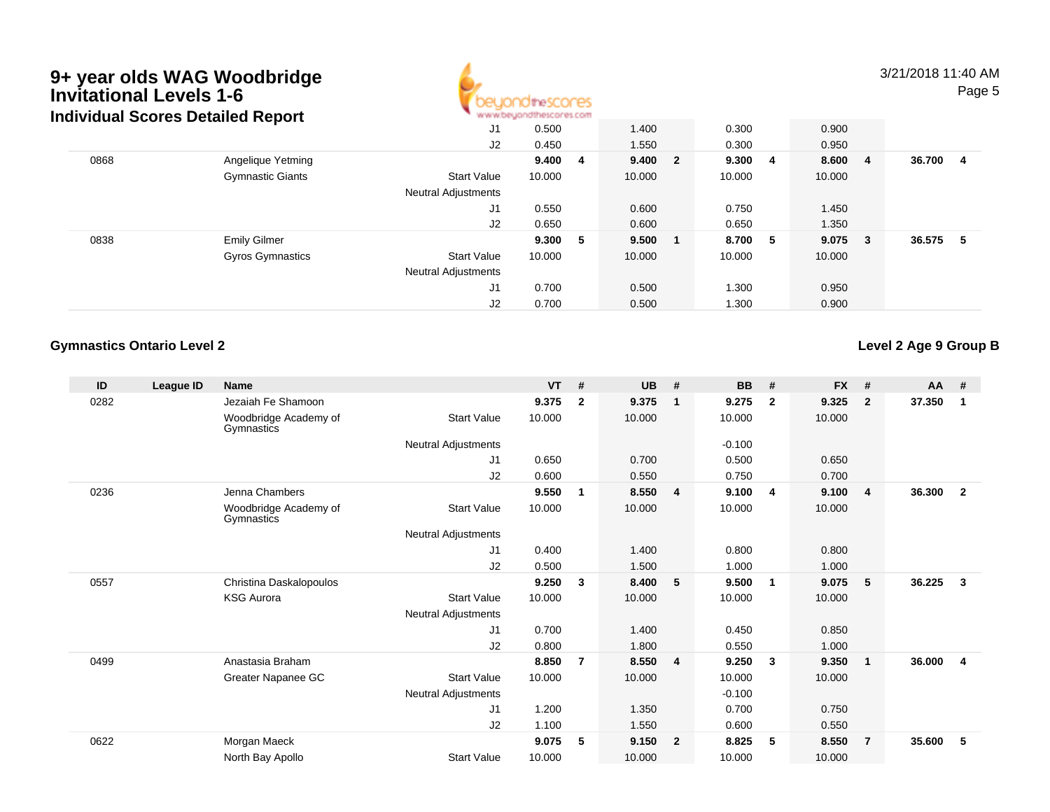# 9+ year olds WAG Woodbridge Invitational Levels 1-6

## Individual Scores Detailed Report

| ID | League ID | Name | | VT | # | UB | # | BB | # | FX | # | AA | # |
|---|---|---|---|---|---|---|---|---|---|---|---|---|---|
| | | | J1 | 0.500 | | 1.400 | | 0.300 | | 0.900 | | | |
| | | | J2 | 0.450 | | 1.550 | | 0.300 | | 0.950 | | | |
| 0868 | | Angelique Yetming | | **9.400** | **4** | **9.400** | **2** | **9.300** | **4** | **8.600** | **4** | **36.700** | **4** |
| | | Gymnastic Giants | Start Value | 10.000 | | 10.000 | | 10.000 | | 10.000 | | | |
| | | | Neutral Adjustments | | | | | | | | | | |
| | | | J1 | 0.550 | | 0.600 | | 0.750 | | 1.450 | | | |
| | | | J2 | 0.650 | | 0.600 | | 0.650 | | 1.350 | | | |
| 0838 | | Emily Gilmer | | **9.300** | **5** | **9.500** | **1** | **8.700** | **5** | **9.075** | **3** | **36.575** | **5** |
| | | Gyros Gymnastics | Start Value | 10.000 | | 10.000 | | 10.000 | | 10.000 | | | |
| | | | Neutral Adjustments | | | | | | | | | | |
| | | | J1 | 0.700 | | 0.500 | | 1.300 | | 0.950 | | | |
| | | | J2 | 0.700 | | 0.500 | | 1.300 | | 0.900 | | | |

### Gymnastics Ontario Level 2

**Level 2 Age 9 Group B**

| ID | League ID | Name | | VT | # | UB | # | BB | # | FX | # | AA | # |
|---|---|---|---|---|---|---|---|---|---|---|---|---|---|
| 0282 | | Jezaiah Fe Shamoon | | **9.375** | **2** | **9.375** | **1** | **9.275** | **2** | **9.325** | **2** | **37.350** | **1** |
| | | Woodbridge Academy of Gymnastics | Start Value | 10.000 | | 10.000 | | 10.000 | | 10.000 | | | |
| | | | Neutral Adjustments | | | | | -0.100 | | | | | |
| | | | J1 | 0.650 | | 0.700 | | 0.500 | | 0.650 | | | |
| | | | J2 | 0.600 | | 0.550 | | 0.750 | | 0.700 | | | |
| 0236 | | Jenna Chambers | | **9.550** | **1** | **8.550** | **4** | **9.100** | **4** | **9.100** | **4** | **36.300** | **2** |
| | | Woodbridge Academy of Gymnastics | Start Value | 10.000 | | 10.000 | | 10.000 | | 10.000 | | | |
| | | | Neutral Adjustments | | | | | | | | | | |
| | | | J1 | 0.400 | | 1.400 | | 0.800 | | 0.800 | | | |
| | | | J2 | 0.500 | | 1.500 | | 1.000 | | 1.000 | | | |
| 0557 | | Christina Daskalopoulos | | **9.250** | **3** | **8.400** | **5** | **9.500** | **1** | **9.075** | **5** | **36.225** | **3** |
| | | KSG Aurora | Start Value | 10.000 | | 10.000 | | 10.000 | | 10.000 | | | |
| | | | Neutral Adjustments | | | | | | | | | | |
| | | | J1 | 0.700 | | 1.400 | | 0.450 | | 0.850 | | | |
| | | | J2 | 0.800 | | 1.800 | | 0.550 | | 1.000 | | | |
| 0499 | | Anastasia Braham | | **8.850** | **7** | **8.550** | **4** | **9.250** | **3** | **9.350** | **1** | **36.000** | **4** |
| | | Greater Napanee GC | Start Value | 10.000 | | 10.000 | | 10.000 | | 10.000 | | | |
| | | | Neutral Adjustments | | | | | -0.100 | | | | | |
| | | | J1 | 1.200 | | 1.350 | | 0.700 | | 0.750 | | | |
| | | | J2 | 1.100 | | 1.550 | | 0.600 | | 0.550 | | | |
| 0622 | | Morgan Maeck | | **9.075** | **5** | **9.150** | **2** | **8.825** | **5** | **8.550** | **7** | **35.600** | **5** |
| | | North Bay Apollo | Start Value | 10.000 | | 10.000 | | 10.000 | | 10.000 | | | |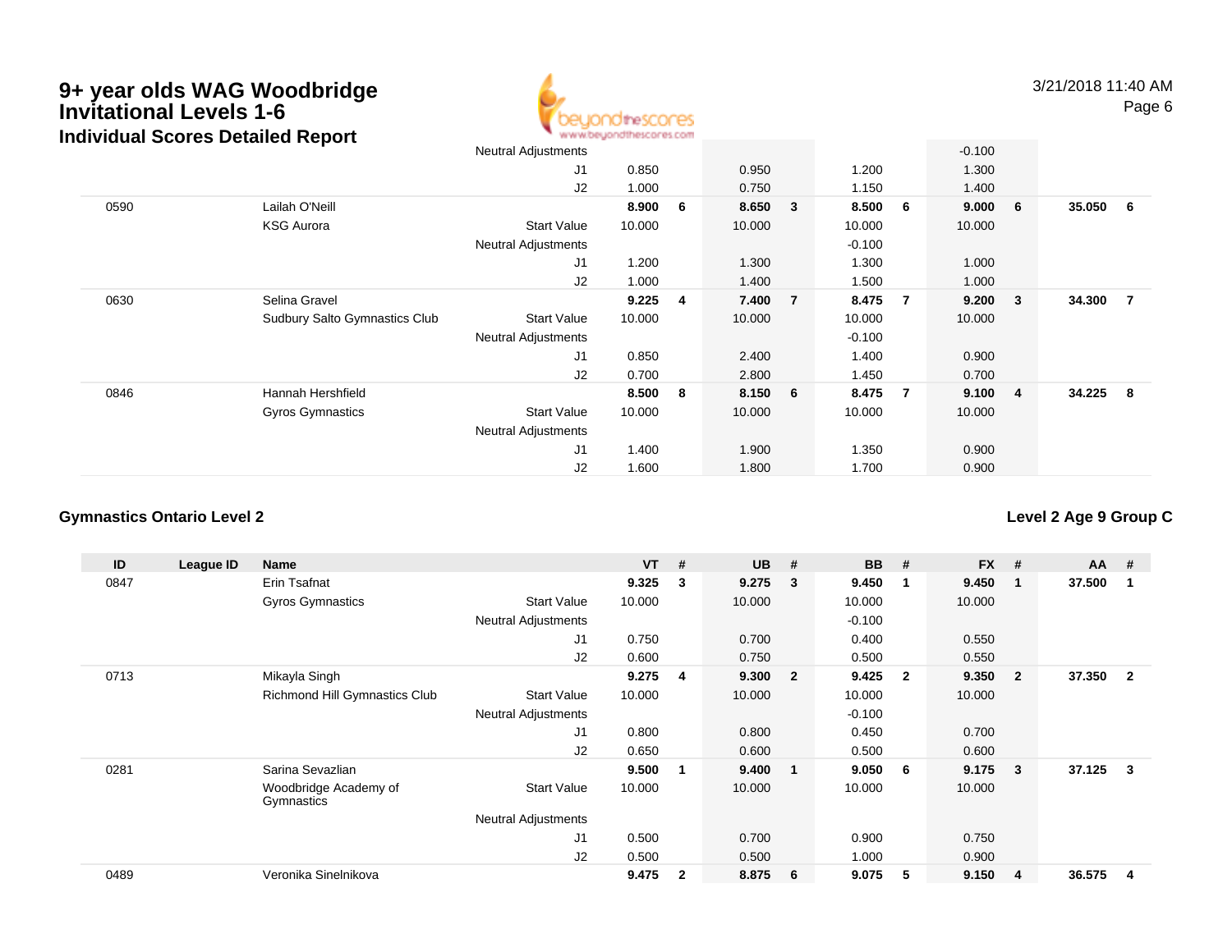# 9+ year olds WAG Woodbridge Invitational Levels 1-6

## Individual Scores Detailed Report

| ID | League ID | Name | | VT | # | UB | # | BB | # | FX | # | AA | # |
|---|---|---|---|---|---|---|---|---|---|---|---|---|---|
| | | | Neutral Adjustments | | | | | | | -0.100 | | | |
| | | | J1 | 0.850 | | 0.950 | | 1.200 | | 1.300 | | | |
| | | | J2 | 1.000 | | 0.750 | | 1.150 | | 1.400 | | | |
| 0590 | | Lailah O'Neill | | **8.900** | **6** | **8.650** | **3** | **8.500** | **6** | **9.000** | **6** | **35.050** | **6** |
| | | KSG Aurora | Start Value | 10.000 | | 10.000 | | 10.000 | | 10.000 | | | |
| | | | Neutral Adjustments | | | | | -0.100 | | | | | |
| | | | J1 | 1.200 | | 1.300 | | 1.300 | | 1.000 | | | |
| | | | J2 | 1.000 | | 1.400 | | 1.500 | | 1.000 | | | |
| 0630 | | Selina Gravel | | **9.225** | **4** | **7.400** | **7** | **8.475** | **7** | **9.200** | **3** | **34.300** | **7** |
| | | Sudbury Salto Gymnastics Club | Start Value | 10.000 | | 10.000 | | 10.000 | | 10.000 | | | |
| | | | Neutral Adjustments | | | | | -0.100 | | | | | |
| | | | J1 | 0.850 | | 2.400 | | 1.400 | | 0.900 | | | |
| | | | J2 | 0.700 | | 2.800 | | 1.450 | | 0.700 | | | |
| 0846 | | Hannah Hershfield | | **8.500** | **8** | **8.150** | **6** | **8.475** | **7** | **9.100** | **4** | **34.225** | **8** |
| | | Gyros Gymnastics | Start Value | 10.000 | | 10.000 | | 10.000 | | 10.000 | | | |
| | | | Neutral Adjustments | | | | | | | | | | |
| | | | J1 | 1.400 | | 1.900 | | 1.350 | | 0.900 | | | |
| | | | J2 | 1.600 | | 1.800 | | 1.700 | | 0.900 | | | |

### Gymnastics Ontario Level 2

**Level 2 Age 9 Group C**

| ID | League ID | Name | | VT | # | UB | # | BB | # | FX | # | AA | # |
|---|---|---|---|---|---|---|---|---|---|---|---|---|---|
| 0847 | | Erin Tsafnat | | **9.325** | **3** | **9.275** | **3** | **9.450** | **1** | **9.450** | **1** | **37.500** | **1** |
| | | Gyros Gymnastics | Start Value | 10.000 | | 10.000 | | 10.000 | | 10.000 | | | |
| | | | Neutral Adjustments | | | | | -0.100 | | | | | |
| | | | J1 | 0.750 | | 0.700 | | 0.400 | | 0.550 | | | |
| | | | J2 | 0.600 | | 0.750 | | 0.500 | | 0.550 | | | |
| 0713 | | Mikayla Singh | | **9.275** | **4** | **9.300** | **2** | **9.425** | **2** | **9.350** | **2** | **37.350** | **2** |
| | | Richmond Hill Gymnastics Club | Start Value | 10.000 | | 10.000 | | 10.000 | | 10.000 | | | |
| | | | Neutral Adjustments | | | | | -0.100 | | | | | |
| | | | J1 | 0.800 | | 0.800 | | 0.450 | | 0.700 | | | |
| | | | J2 | 0.650 | | 0.600 | | 0.500 | | 0.600 | | | |
| 0281 | | Sarina Sevazlian | | **9.500** | **1** | **9.400** | **1** | **9.050** | **6** | **9.175** | **3** | **37.125** | **3** |
| | | Woodbridge Academy of Gymnastics | Start Value | 10.000 | | 10.000 | | 10.000 | | 10.000 | | | |
| | | | Neutral Adjustments | | | | | | | | | | |
| | | | J1 | 0.500 | | 0.700 | | 0.900 | | 0.750 | | | |
| | | | J2 | 0.500 | | 0.500 | | 1.000 | | 0.900 | | | |
| 0489 | | Veronika Sinelnikova | | **9.475** | **2** | **8.875** | **6** | **9.075** | **5** | **9.150** | **4** | **36.575** | **4** |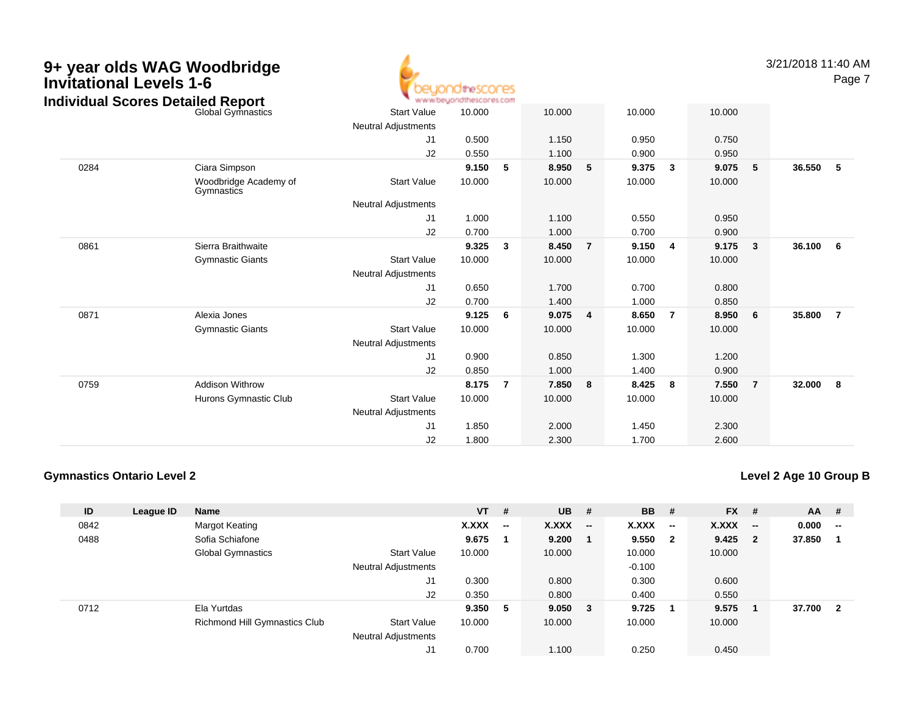# 9+ year olds WAG Woodbridge Invitational Levels 1-6

## Individual Scores Detailed Report

| ID | League ID | Name | | VT | # | UB | # | BB | # | FX | # | AA | # |
|---|---|---|---|---|---|---|---|---|---|---|---|---|---|
| | | Global Gymnastics | Start Value | 10.000 | | 10.000 | | 10.000 | | 10.000 | | | |
| | | | Neutral Adjustments | | | | | | | | | | |
| | | | J1 | 0.500 | | 1.150 | | 0.950 | | 0.750 | | | |
| | | | J2 | 0.550 | | 1.100 | | 0.900 | | 0.950 | | | |
| 0284 | | Ciara Simpson | | **9.150** | **5** | **8.950** | **5** | **9.375** | **3** | **9.075** | **5** | **36.550** | **5** |
| | | Woodbridge Academy of Gymnastics | Start Value | 10.000 | | 10.000 | | 10.000 | | 10.000 | | | |
| | | | Neutral Adjustments | | | | | | | | | | |
| | | | J1 | 1.000 | | 1.100 | | 0.550 | | 0.950 | | | |
| | | | J2 | 0.700 | | 1.000 | | 0.700 | | 0.900 | | | |
| 0861 | | Sierra Braithwaite | | **9.325** | **3** | **8.450** | **7** | **9.150** | **4** | **9.175** | **3** | **36.100** | **6** |
| | | Gymnastic Giants | Start Value | 10.000 | | 10.000 | | 10.000 | | 10.000 | | | |
| | | | Neutral Adjustments | | | | | | | | | | |
| | | | J1 | 0.650 | | 1.700 | | 0.700 | | 0.800 | | | |
| | | | J2 | 0.700 | | 1.400 | | 1.000 | | 0.850 | | | |
| 0871 | | Alexia Jones | | **9.125** | **6** | **9.075** | **4** | **8.650** | **7** | **8.950** | **6** | **35.800** | **7** |
| | | Gymnastic Giants | Start Value | 10.000 | | 10.000 | | 10.000 | | 10.000 | | | |
| | | | Neutral Adjustments | | | | | | | | | | |
| | | | J1 | 0.900 | | 0.850 | | 1.300 | | 1.200 | | | |
| | | | J2 | 0.850 | | 1.000 | | 1.400 | | 0.900 | | | |
| 0759 | | Addison Withrow | | **8.175** | **7** | **7.850** | **8** | **8.425** | **8** | **7.550** | **7** | **32.000** | **8** |
| | | Hurons Gymnastic Club | Start Value | 10.000 | | 10.000 | | 10.000 | | 10.000 | | | |
| | | | Neutral Adjustments | | | | | | | | | | |
| | | | J1 | 1.850 | | 2.000 | | 1.450 | | 2.300 | | | |
| | | | J2 | 1.800 | | 2.300 | | 1.700 | | 2.600 | | | |

### Gymnastics Ontario Level 2

### Level 2 Age 10 Group B

| ID | League ID | Name | | VT | # | UB | # | BB | # | FX | # | AA | # |
|---|---|---|---|---|---|---|---|---|---|---|---|---|---|
| 0842 | | Margot Keating | | **X.XXX** | **--** | **X.XXX** | **--** | **X.XXX** | **--** | **X.XXX** | **--** | **0.000** | **--** |
| 0488 | | Sofia Schiafone | | **9.675** | **1** | **9.200** | **1** | **9.550** | **2** | **9.425** | **2** | **37.850** | **1** |
| | | Global Gymnastics | Start Value | 10.000 | | 10.000 | | 10.000 | | 10.000 | | | |
| | | | Neutral Adjustments | | | | | -0.100 | | | | | |
| | | | J1 | 0.300 | | 0.800 | | 0.300 | | 0.600 | | | |
| | | | J2 | 0.350 | | 0.800 | | 0.400 | | 0.550 | | | |
| 0712 | | Ela Yurtdas | | **9.350** | **5** | **9.050** | **3** | **9.725** | **1** | **9.575** | **1** | **37.700** | **2** |
| | | Richmond Hill Gymnastics Club | Start Value | 10.000 | | 10.000 | | 10.000 | | 10.000 | | | |
| | | | Neutral Adjustments | | | | | | | | | | |
| | | | J1 | 0.700 | | 1.100 | | 0.250 | | 0.450 | | | |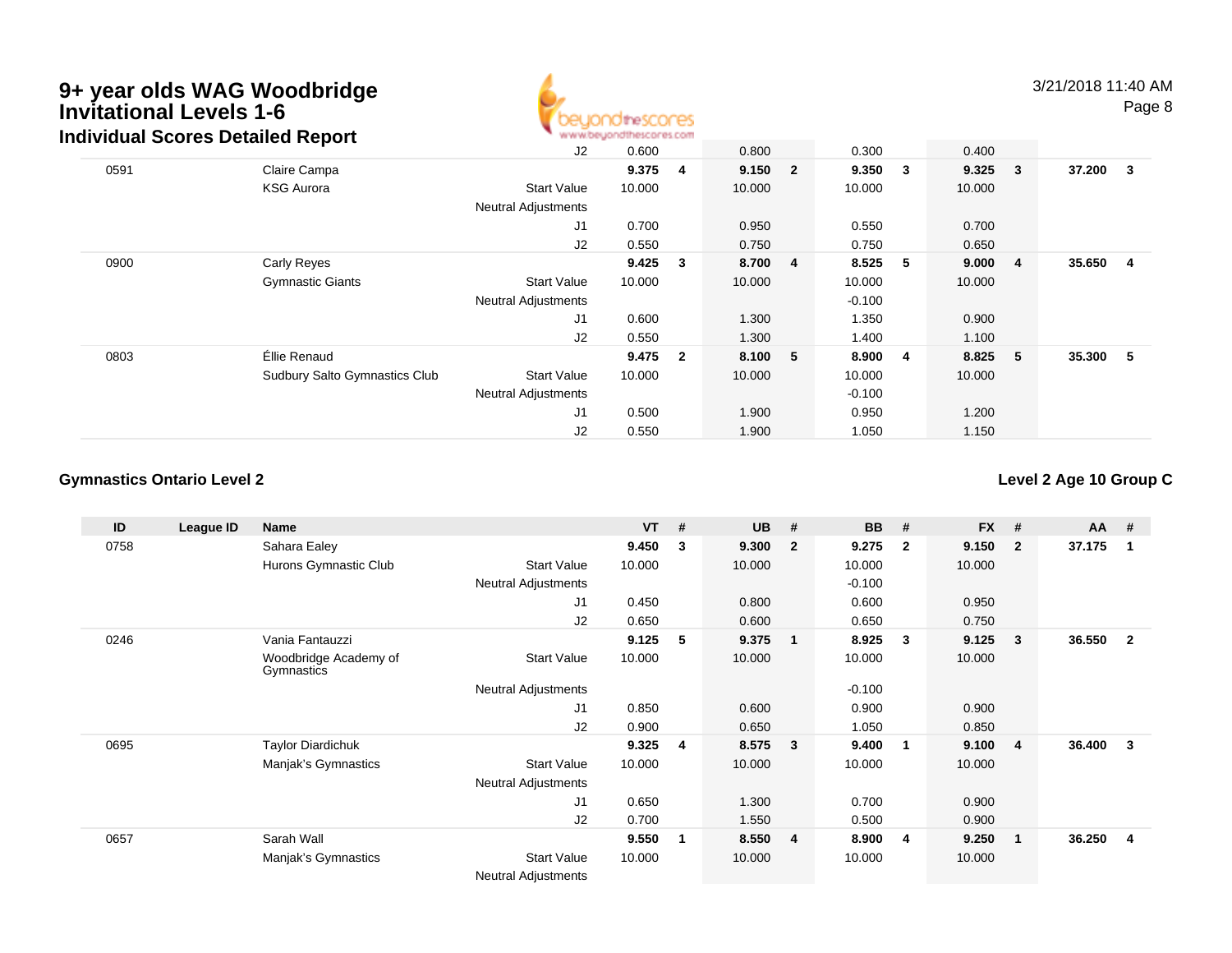# 9+ year olds WAG Woodbridge Invitational Levels 1-6

## Individual Scores Detailed Report

| ID | League ID | Name | | VT | # | UB | # | BB | # | FX | # | AA | # |
|---|---|---|---|---|---|---|---|---|---|---|---|---|---|
| | | | J2 | 0.600 | | 0.800 | | 0.300 | | 0.400 | | | |
| 0591 | | Claire Campa | | **9.375** | **4** | **9.150** | **2** | **9.350** | **3** | **9.325** | **3** | **37.200** | **3** |
| | | KSG Aurora | Start Value | 10.000 | | 10.000 | | 10.000 | | 10.000 | | | |
| | | | Neutral Adjustments | | | | | | | | | | |
| | | | J1 | 0.700 | | 0.950 | | 0.550 | | 0.700 | | | |
| | | | J2 | 0.550 | | 0.750 | | 0.750 | | 0.650 | | | |
| 0900 | | Carly Reyes | | **9.425** | **3** | **8.700** | **4** | **8.525** | **5** | **9.000** | **4** | **35.650** | **4** |
| | | Gymnastic Giants | Start Value | 10.000 | | 10.000 | | 10.000 | | 10.000 | | | |
| | | | Neutral Adjustments | | | | | -0.100 | | | | | |
| | | | J1 | 0.600 | | 1.300 | | 1.350 | | 0.900 | | | |
| | | | J2 | 0.550 | | 1.300 | | 1.400 | | 1.100 | | | |
| 0803 | | Éllie Renaud | | **9.475** | **2** | **8.100** | **5** | **8.900** | **4** | **8.825** | **5** | **35.300** | **5** |
| | | Sudbury Salto Gymnastics Club | Start Value | 10.000 | | 10.000 | | 10.000 | | 10.000 | | | |
| | | | Neutral Adjustments | | | | | -0.100 | | | | | |
| | | | J1 | 0.500 | | 1.900 | | 0.950 | | 1.200 | | | |
| | | | J2 | 0.550 | | 1.900 | | 1.050 | | 1.150 | | | |

### Gymnastics Ontario Level 2

### Level 2 Age 10 Group C

| ID | League ID | Name | | VT | # | UB | # | BB | # | FX | # | AA | # |
|---|---|---|---|---|---|---|---|---|---|---|---|---|---|
| 0758 | | Sahara Ealey | | **9.450** | **3** | **9.300** | **2** | **9.275** | **2** | **9.150** | **2** | **37.175** | **1** |
| | | Hurons Gymnastic Club | Start Value | 10.000 | | 10.000 | | 10.000 | | 10.000 | | | |
| | | | Neutral Adjustments | | | | | -0.100 | | | | | |
| | | | J1 | 0.450 | | 0.800 | | 0.600 | | 0.950 | | | |
| | | | J2 | 0.650 | | 0.600 | | 0.650 | | 0.750 | | | |
| 0246 | | Vania Fantauzzi | | **9.125** | **5** | **9.375** | **1** | **8.925** | **3** | **9.125** | **3** | **36.550** | **2** |
| | | Woodbridge Academy of Gymnastics | Start Value | 10.000 | | 10.000 | | 10.000 | | 10.000 | | | |
| | | | Neutral Adjustments | | | | | -0.100 | | | | | |
| | | | J1 | 0.850 | | 0.600 | | 0.900 | | 0.900 | | | |
| | | | J2 | 0.900 | | 0.650 | | 1.050 | | 0.850 | | | |
| 0695 | | Taylor Diardichuk | | **9.325** | **4** | **8.575** | **3** | **9.400** | **1** | **9.100** | **4** | **36.400** | **3** |
| | | Manjak's Gymnastics | Start Value | 10.000 | | 10.000 | | 10.000 | | 10.000 | | | |
| | | | Neutral Adjustments | | | | | | | | | | |
| | | | J1 | 0.650 | | 1.300 | | 0.700 | | 0.900 | | | |
| | | | J2 | 0.700 | | 1.550 | | 0.500 | | 0.900 | | | |
| 0657 | | Sarah Wall | | **9.550** | **1** | **8.550** | **4** | **8.900** | **4** | **9.250** | **1** | **36.250** | **4** |
| | | Manjak's Gymnastics | Start Value | 10.000 | | 10.000 | | 10.000 | | 10.000 | | | |
| | | | Neutral Adjustments | | | | | | | | | | |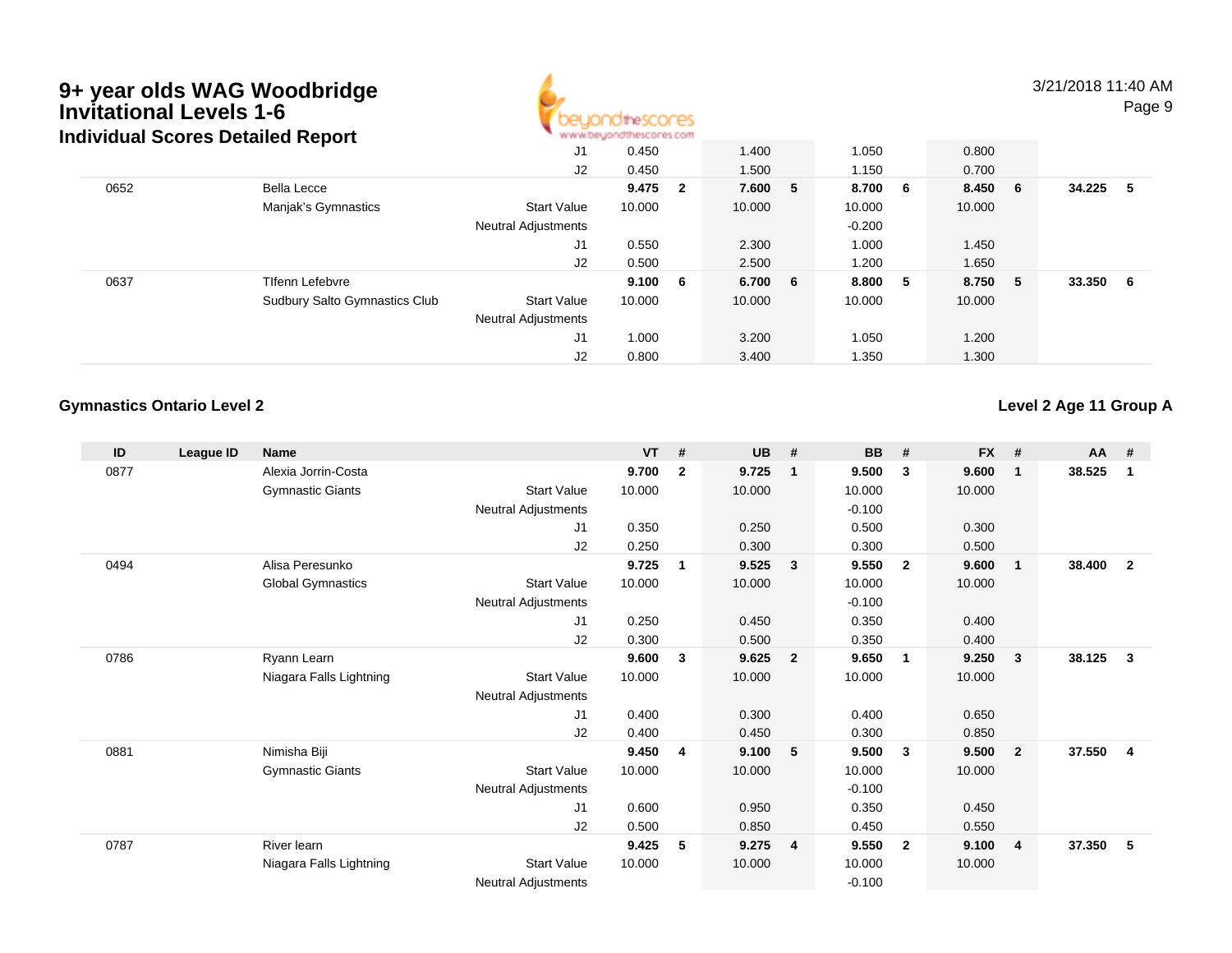# 9+ year olds WAG Woodbridge Invitational Levels 1-6

## Individual Scores Detailed Report

| ID | League ID | Name | | VT | # | UB | # | BB | # | FX | # | AA | # |
|---|---|---|---|---|---|---|---|---|---|---|---|---|---|
| | | | J1 | 0.450 | | 1.400 | | 1.050 | | 0.800 | | | |
| | | | J2 | 0.450 | | 1.500 | | 1.150 | | 0.700 | | | |
| 0652 | | Bella Lecce | | **9.475** | **2** | **7.600** | **5** | **8.700** | **6** | **8.450** | **6** | **34.225** | **5** |
| | | Manjak's Gymnastics | Start Value | 10.000 | | 10.000 | | 10.000 | | 10.000 | | | |
| | | | Neutral Adjustments | | | | | -0.200 | | | | | |
| | | | J1 | 0.550 | | 2.300 | | 1.000 | | 1.450 | | | |
| | | | J2 | 0.500 | | 2.500 | | 1.200 | | 1.650 | | | |
| 0637 | | TIfenn Lefebvre | | **9.100** | **6** | **6.700** | **6** | **8.800** | **5** | **8.750** | **5** | **33.350** | **6** |
| | | Sudbury Salto Gymnastics Club | Start Value | 10.000 | | 10.000 | | 10.000 | | 10.000 | | | |
| | | | Neutral Adjustments | | | | | | | | | | |
| | | | J1 | 1.000 | | 3.200 | | 1.050 | | 1.200 | | | |
| | | | J2 | 0.800 | | 3.400 | | 1.350 | | 1.300 | | | |

**Gymnastics Ontario Level 2**

**Level 2 Age 11 Group A**

| ID | League ID | Name | | VT | # | UB | # | BB | # | FX | # | AA | # |
|---|---|---|---|---|---|---|---|---|---|---|---|---|---|
| 0877 | | Alexia Jorrin-Costa | | **9.700** | **2** | **9.725** | **1** | **9.500** | **3** | **9.600** | **1** | **38.525** | **1** |
| | | Gymnastic Giants | Start Value | 10.000 | | 10.000 | | 10.000 | | 10.000 | | | |
| | | | Neutral Adjustments | | | | | -0.100 | | | | | |
| | | | J1 | 0.350 | | 0.250 | | 0.500 | | 0.300 | | | |
| | | | J2 | 0.250 | | 0.300 | | 0.300 | | 0.500 | | | |
| 0494 | | Alisa Peresunko | | **9.725** | **1** | **9.525** | **3** | **9.550** | **2** | **9.600** | **1** | **38.400** | **2** |
| | | Global Gymnastics | Start Value | 10.000 | | 10.000 | | 10.000 | | 10.000 | | | |
| | | | Neutral Adjustments | | | | | -0.100 | | | | | |
| | | | J1 | 0.250 | | 0.450 | | 0.350 | | 0.400 | | | |
| | | | J2 | 0.300 | | 0.500 | | 0.350 | | 0.400 | | | |
| 0786 | | Ryann Learn | | **9.600** | **3** | **9.625** | **2** | **9.650** | **1** | **9.250** | **3** | **38.125** | **3** |
| | | Niagara Falls Lightning | Start Value | 10.000 | | 10.000 | | 10.000 | | 10.000 | | | |
| | | | Neutral Adjustments | | | | | | | | | | |
| | | | J1 | 0.400 | | 0.300 | | 0.400 | | 0.650 | | | |
| | | | J2 | 0.400 | | 0.450 | | 0.300 | | 0.850 | | | |
| 0881 | | Nimisha Biji | | **9.450** | **4** | **9.100** | **5** | **9.500** | **3** | **9.500** | **2** | **37.550** | **4** |
| | | Gymnastic Giants | Start Value | 10.000 | | 10.000 | | 10.000 | | 10.000 | | | |
| | | | Neutral Adjustments | | | | | -0.100 | | | | | |
| | | | J1 | 0.600 | | 0.950 | | 0.350 | | 0.450 | | | |
| | | | J2 | 0.500 | | 0.850 | | 0.450 | | 0.550 | | | |
| 0787 | | River learn | | **9.425** | **5** | **9.275** | **4** | **9.550** | **2** | **9.100** | **4** | **37.350** | **5** |
| | | Niagara Falls Lightning | Start Value | 10.000 | | 10.000 | | 10.000 | | 10.000 | | | |
| | | | Neutral Adjustments | | | | | -0.100 | | | | | |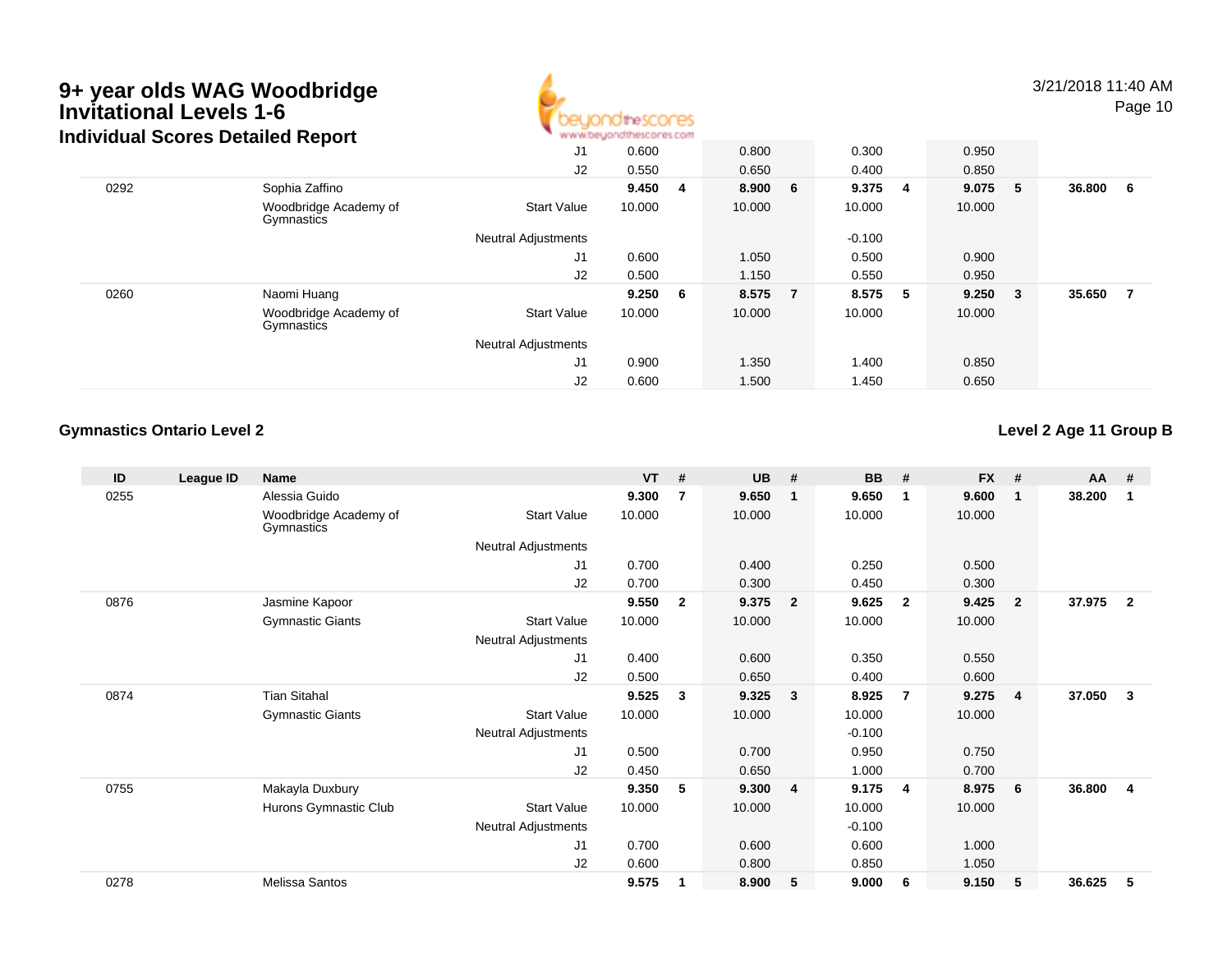# 9+ year olds WAG Woodbridge Invitational Levels 1-6

## Individual Scores Detailed Report

3/21/2018 11:40 AM

| ID | League ID | Name | | VT | # | UB | # | BB | # | FX | # | AA | # |
|---|---|---|---|---|---|---|---|---|---|---|---|---|---|
| | | | J1 | 0.600 | | 0.800 | | 0.300 | | 0.950 | | | |
| | | | J2 | 0.550 | | 0.650 | | 0.400 | | 0.850 | | | |
| 0292 | | Sophia Zaffino | | **9.450** | **4** | **8.900** | **6** | **9.375** | **4** | **9.075** | **5** | **36.800** | **6** |
| | | Woodbridge Academy of Gymnastics | Start Value | 10.000 | | 10.000 | | 10.000 | | 10.000 | | | |
| | | | Neutral Adjustments | | | | | -0.100 | | | | | |
| | | | J1 | 0.600 | | 1.050 | | 0.500 | | 0.900 | | | |
| | | | J2 | 0.500 | | 1.150 | | 0.550 | | 0.950 | | | |
| 0260 | | Naomi Huang | | **9.250** | **6** | **8.575** | **7** | **8.575** | **5** | **9.250** | **3** | **35.650** | **7** |
| | | Woodbridge Academy of Gymnastics | Start Value | 10.000 | | 10.000 | | 10.000 | | 10.000 | | | |
| | | | Neutral Adjustments | | | | | | | | | | |
| | | | J1 | 0.900 | | 1.350 | | 1.400 | | 0.850 | | | |
| | | | J2 | 0.600 | | 1.500 | | 1.450 | | 0.650 | | | |

### Gymnastics Ontario Level 2

### Level 2 Age 11 Group B

| ID | League ID | Name | | VT | # | UB | # | BB | # | FX | # | AA | # |
|---|---|---|---|---|---|---|---|---|---|---|---|---|---|
| 0255 | | Alessia Guido | | **9.300** | **7** | **9.650** | **1** | **9.650** | **1** | **9.600** | **1** | **38.200** | **1** |
| | | Woodbridge Academy of Gymnastics | Start Value | 10.000 | | 10.000 | | 10.000 | | 10.000 | | | |
| | | | Neutral Adjustments | | | | | | | | | | |
| | | | J1 | 0.700 | | 0.400 | | 0.250 | | 0.500 | | | |
| | | | J2 | 0.700 | | 0.300 | | 0.450 | | 0.300 | | | |
| 0876 | | Jasmine Kapoor | | **9.550** | **2** | **9.375** | **2** | **9.625** | **2** | **9.425** | **2** | **37.975** | **2** |
| | | Gymnastic Giants | Start Value | 10.000 | | 10.000 | | 10.000 | | 10.000 | | | |
| | | | Neutral Adjustments | | | | | | | | | | |
| | | | J1 | 0.400 | | 0.600 | | 0.350 | | 0.550 | | | |
| | | | J2 | 0.500 | | 0.650 | | 0.400 | | 0.600 | | | |
| 0874 | | Tian Sitahal | | **9.525** | **3** | **9.325** | **3** | **8.925** | **7** | **9.275** | **4** | **37.050** | **3** |
| | | Gymnastic Giants | Start Value | 10.000 | | 10.000 | | 10.000 | | 10.000 | | | |
| | | | Neutral Adjustments | | | | | -0.100 | | | | | |
| | | | J1 | 0.500 | | 0.700 | | 0.950 | | 0.750 | | | |
| | | | J2 | 0.450 | | 0.650 | | 1.000 | | 0.700 | | | |
| 0755 | | Makayla Duxbury | | **9.350** | **5** | **9.300** | **4** | **9.175** | **4** | **8.975** | **6** | **36.800** | **4** |
| | | Hurons Gymnastic Club | Start Value | 10.000 | | 10.000 | | 10.000 | | 10.000 | | | |
| | | | Neutral Adjustments | | | | | -0.100 | | | | | |
| | | | J1 | 0.700 | | 0.600 | | 0.600 | | 1.000 | | | |
| | | | J2 | 0.600 | | 0.800 | | 0.850 | | 1.050 | | | |
| 0278 | | Melissa Santos | | **9.575** | **1** | **8.900** | **5** | **9.000** | **6** | **9.150** | **5** | **36.625** | **5** |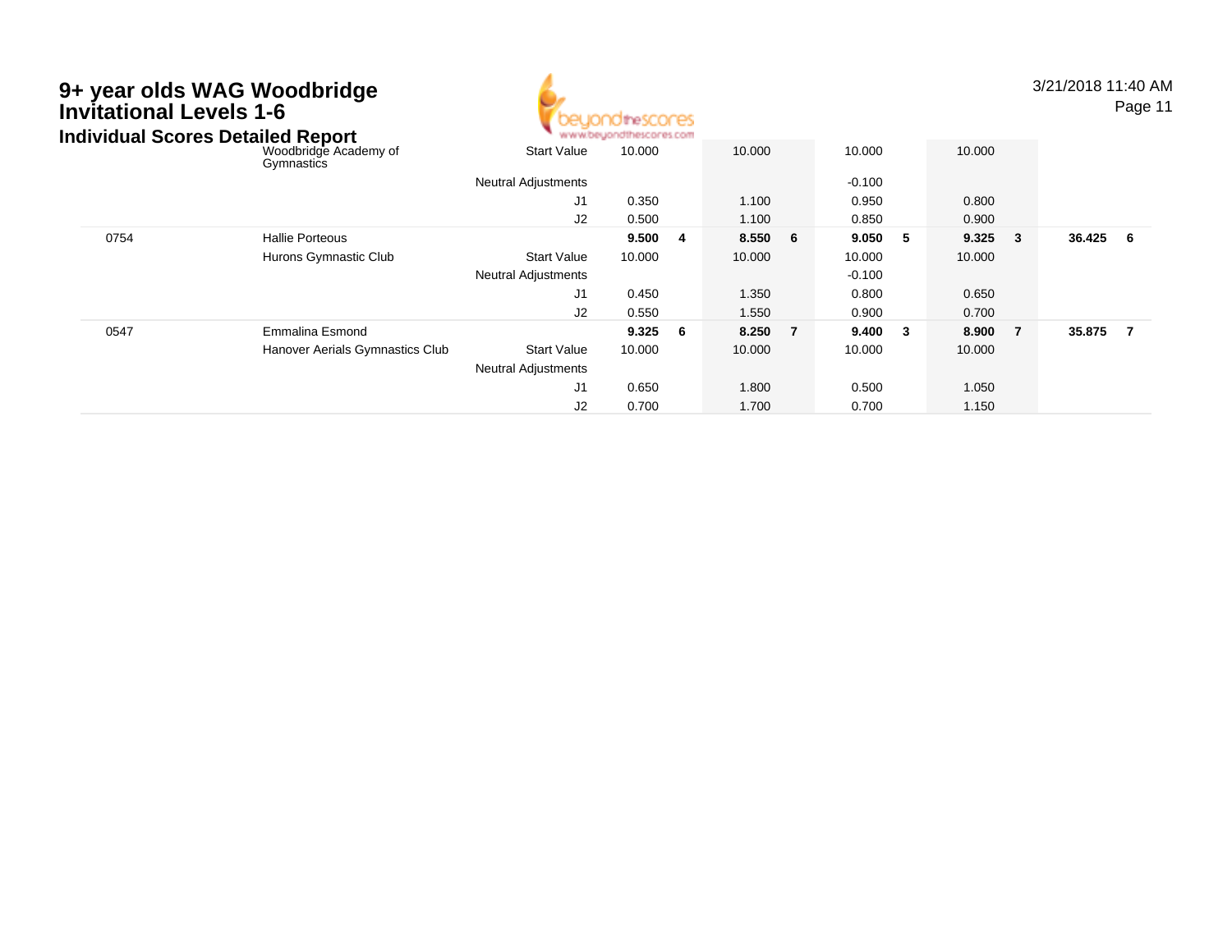# 9+ year olds WAG Woodbridge Invitational Levels 1-6

## Individual Scores Detailed Report

| | | | | | | | | | | | | |
|---|---|---|---|---|---|---|---|---|---|---|---|---|
| | Woodbridge Academy of Gymnastics | Start Value | 10.000 | | 10.000 | | 10.000 | | 10.000 | | | |
| | | Neutral Adjustments | | | | | -0.100 | | | | | |
| | | J1 | 0.350 | | 1.100 | | 0.950 | | 0.800 | | | |
| | | J2 | 0.500 | | 1.100 | | 0.850 | | 0.900 | | | |
| 0754 | Hallie Porteous | | **9.500** | **4** | **8.550** | **6** | **9.050** | **5** | **9.325** | **3** | **36.425** | **6** |
| | Hurons Gymnastic Club | Start Value | 10.000 | | 10.000 | | 10.000 | | 10.000 | | | |
| | | Neutral Adjustments | | | | | -0.100 | | | | | |
| | | J1 | 0.450 | | 1.350 | | 0.800 | | 0.650 | | | |
| | | J2 | 0.550 | | 1.550 | | 0.900 | | 0.700 | | | |
| 0547 | Emmalina Esmond | | **9.325** | **6** | **8.250** | **7** | **9.400** | **3** | **8.900** | **7** | **35.875** | **7** |
| | Hanover Aerials Gymnastics Club | Start Value | 10.000 | | 10.000 | | 10.000 | | 10.000 | | | |
| | | Neutral Adjustments | | | | | | | | | | |
| | | J1 | 0.650 | | 1.800 | | 0.500 | | 1.050 | | | |
| | | J2 | 0.700 | | 1.700 | | 0.700 | | 1.150 | | | |